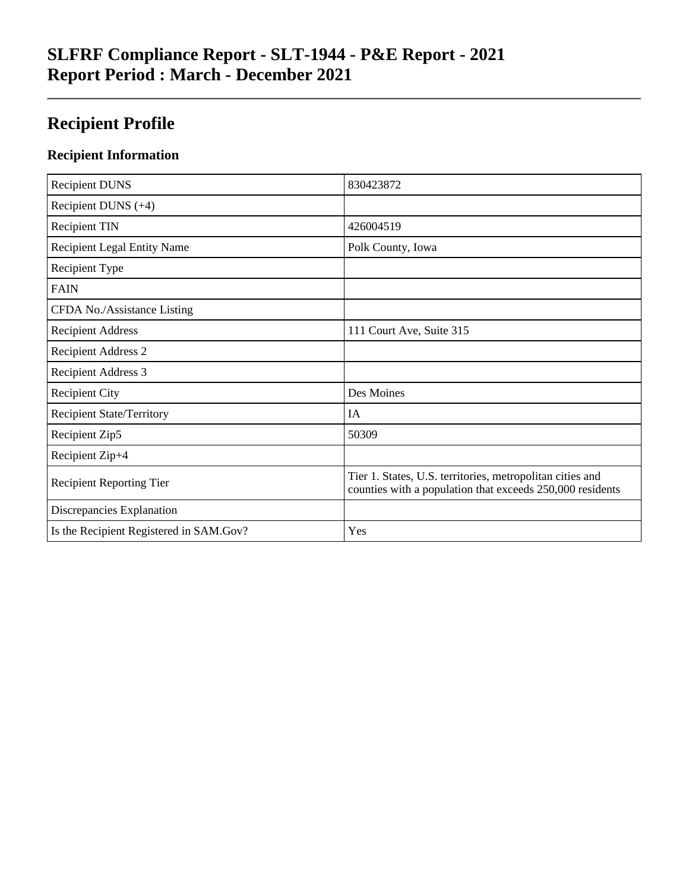# SLFRF Compliance Report - SLT-1944 - P&E Report - 2021
# Report Period : March - December 2021

## Recipient Profile

### Recipient Information

| | |
|---|---|
| Recipient DUNS | 830423872 |
| Recipient DUNS (+4) | |
| Recipient TIN | 426004519 |
| Recipient Legal Entity Name | Polk County, Iowa |
| Recipient Type | |
| FAIN | |
| CFDA No./Assistance Listing | |
| Recipient Address | 111 Court Ave, Suite 315 |
| Recipient Address 2 | |
| Recipient Address 3 | |
| Recipient City | Des Moines |
| Recipient State/Territory | IA |
| Recipient Zip5 | 50309 |
| Recipient Zip+4 | |
| Recipient Reporting Tier | Tier 1. States, U.S. territories, metropolitan cities and counties with a population that exceeds 250,000 residents |
| Discrepancies Explanation | |
| Is the Recipient Registered in SAM.Gov? | Yes |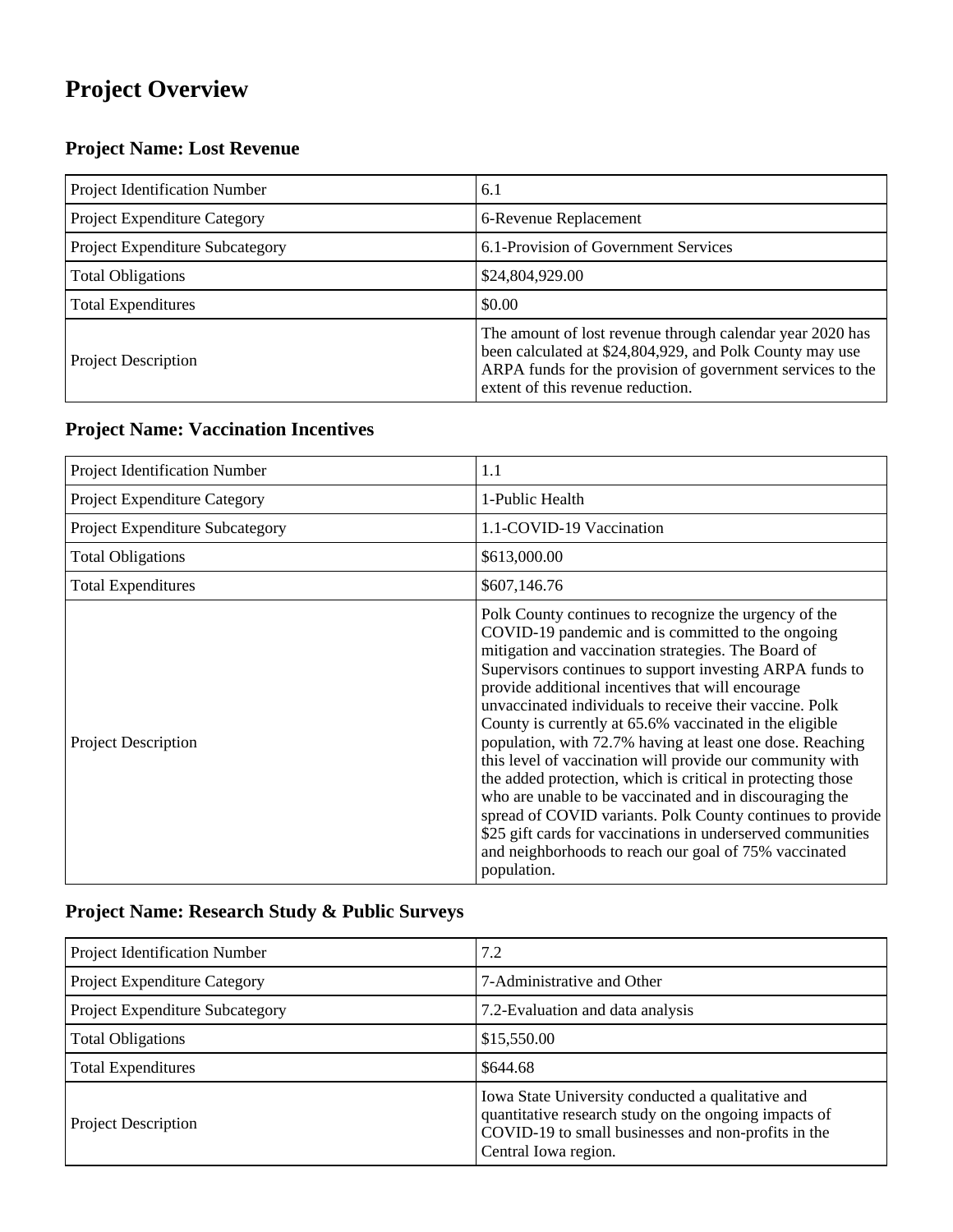# Project Overview

## Project Name: Lost Revenue

| | |
|---|---|
| Project Identification Number | 6.1 |
| Project Expenditure Category | 6-Revenue Replacement |
| Project Expenditure Subcategory | 6.1-Provision of Government Services |
| Total Obligations | $24,804,929.00 |
| Total Expenditures | $0.00 |
| Project Description | The amount of lost revenue through calendar year 2020 has been calculated at $24,804,929, and Polk County may use ARPA funds for the provision of government services to the extent of this revenue reduction. |

## Project Name: Vaccination Incentives

| | |
|---|---|
| Project Identification Number | 1.1 |
| Project Expenditure Category | 1-Public Health |
| Project Expenditure Subcategory | 1.1-COVID-19 Vaccination |
| Total Obligations | $613,000.00 |
| Total Expenditures | $607,146.76 |
| Project Description | Polk County continues to recognize the urgency of the COVID-19 pandemic and is committed to the ongoing mitigation and vaccination strategies. The Board of Supervisors continues to support investing ARPA funds to provide additional incentives that will encourage unvaccinated individuals to receive their vaccine. Polk County is currently at 65.6% vaccinated in the eligible population, with 72.7% having at least one dose. Reaching this level of vaccination will provide our community with the added protection, which is critical in protecting those who are unable to be vaccinated and in discouraging the spread of COVID variants. Polk County continues to provide $25 gift cards for vaccinations in underserved communities and neighborhoods to reach our goal of 75% vaccinated population. |

## Project Name: Research Study & Public Surveys

| | |
|---|---|
| Project Identification Number | 7.2 |
| Project Expenditure Category | 7-Administrative and Other |
| Project Expenditure Subcategory | 7.2-Evaluation and data analysis |
| Total Obligations | $15,550.00 |
| Total Expenditures | $644.68 |
| Project Description | Iowa State University conducted a qualitative and quantitative research study on the ongoing impacts of COVID-19 to small businesses and non-profits in the Central Iowa region. |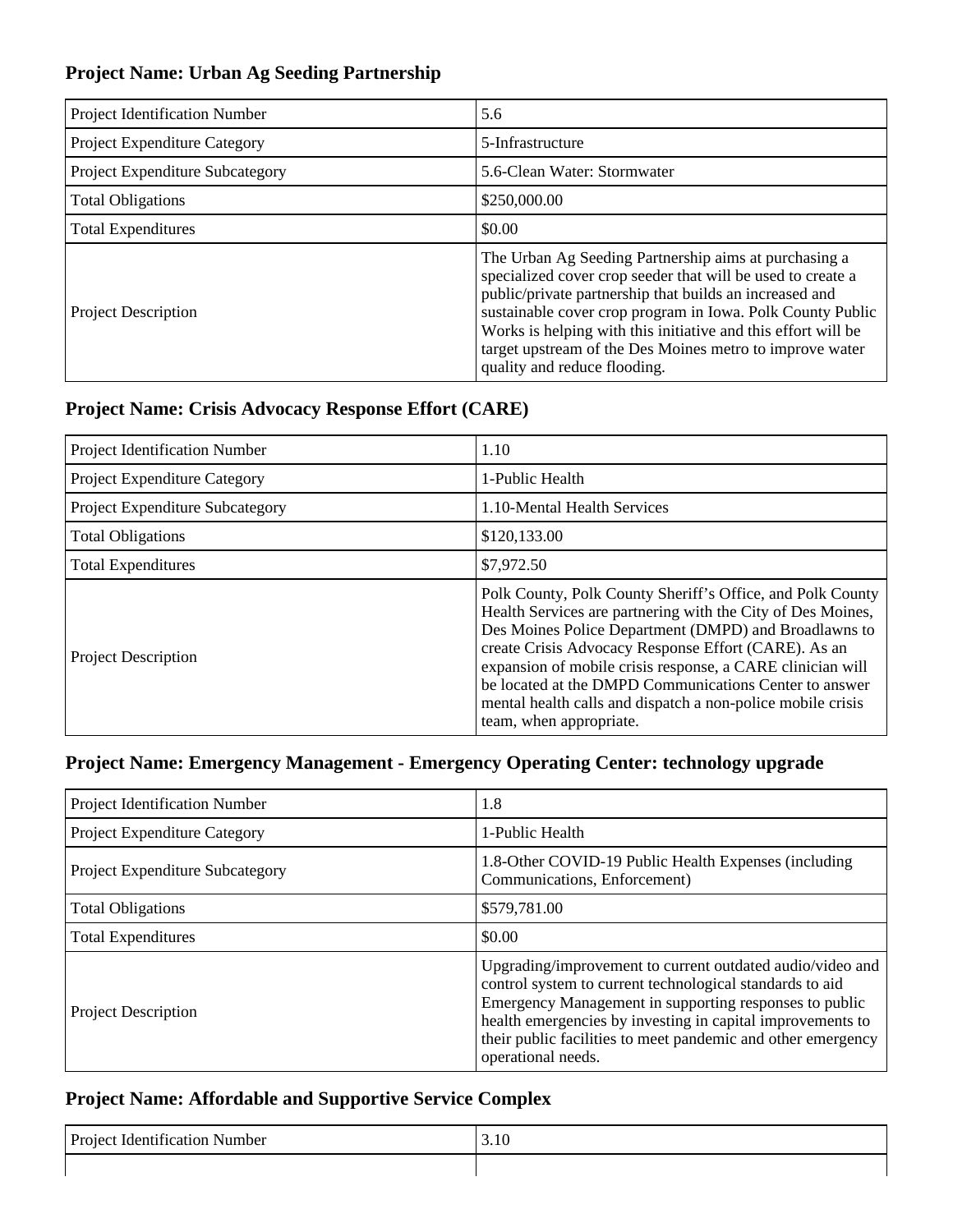## Project Name: Urban Ag Seeding Partnership

| | |
|---|---|
| Project Identification Number | 5.6 |
| Project Expenditure Category | 5-Infrastructure |
| Project Expenditure Subcategory | 5.6-Clean Water: Stormwater |
| Total Obligations | $250,000.00 |
| Total Expenditures | $0.00 |
| Project Description | The Urban Ag Seeding Partnership aims at purchasing a specialized cover crop seeder that will be used to create a public/private partnership that builds an increased and sustainable cover crop program in Iowa. Polk County Public Works is helping with this initiative and this effort will be target upstream of the Des Moines metro to improve water quality and reduce flooding. |

## Project Name: Crisis Advocacy Response Effort (CARE)

| | |
|---|---|
| Project Identification Number | 1.10 |
| Project Expenditure Category | 1-Public Health |
| Project Expenditure Subcategory | 1.10-Mental Health Services |
| Total Obligations | $120,133.00 |
| Total Expenditures | $7,972.50 |
| Project Description | Polk County, Polk County Sheriff's Office, and Polk County Health Services are partnering with the City of Des Moines, Des Moines Police Department (DMPD) and Broadlawns to create Crisis Advocacy Response Effort (CARE). As an expansion of mobile crisis response, a CARE clinician will be located at the DMPD Communications Center to answer mental health calls and dispatch a non-police mobile crisis team, when appropriate. |

## Project Name: Emergency Management - Emergency Operating Center: technology upgrade

| | |
|---|---|
| Project Identification Number | 1.8 |
| Project Expenditure Category | 1-Public Health |
| Project Expenditure Subcategory | 1.8-Other COVID-19 Public Health Expenses (including Communications, Enforcement) |
| Total Obligations | $579,781.00 |
| Total Expenditures | $0.00 |
| Project Description | Upgrading/improvement to current outdated audio/video and control system to current technological standards to aid Emergency Management in supporting responses to public health emergencies by investing in capital improvements to their public facilities to meet pandemic and other emergency operational needs. |

## Project Name: Affordable and Supportive Service Complex

| | |
|---|---|
| Project Identification Number | 3.10 |
| | |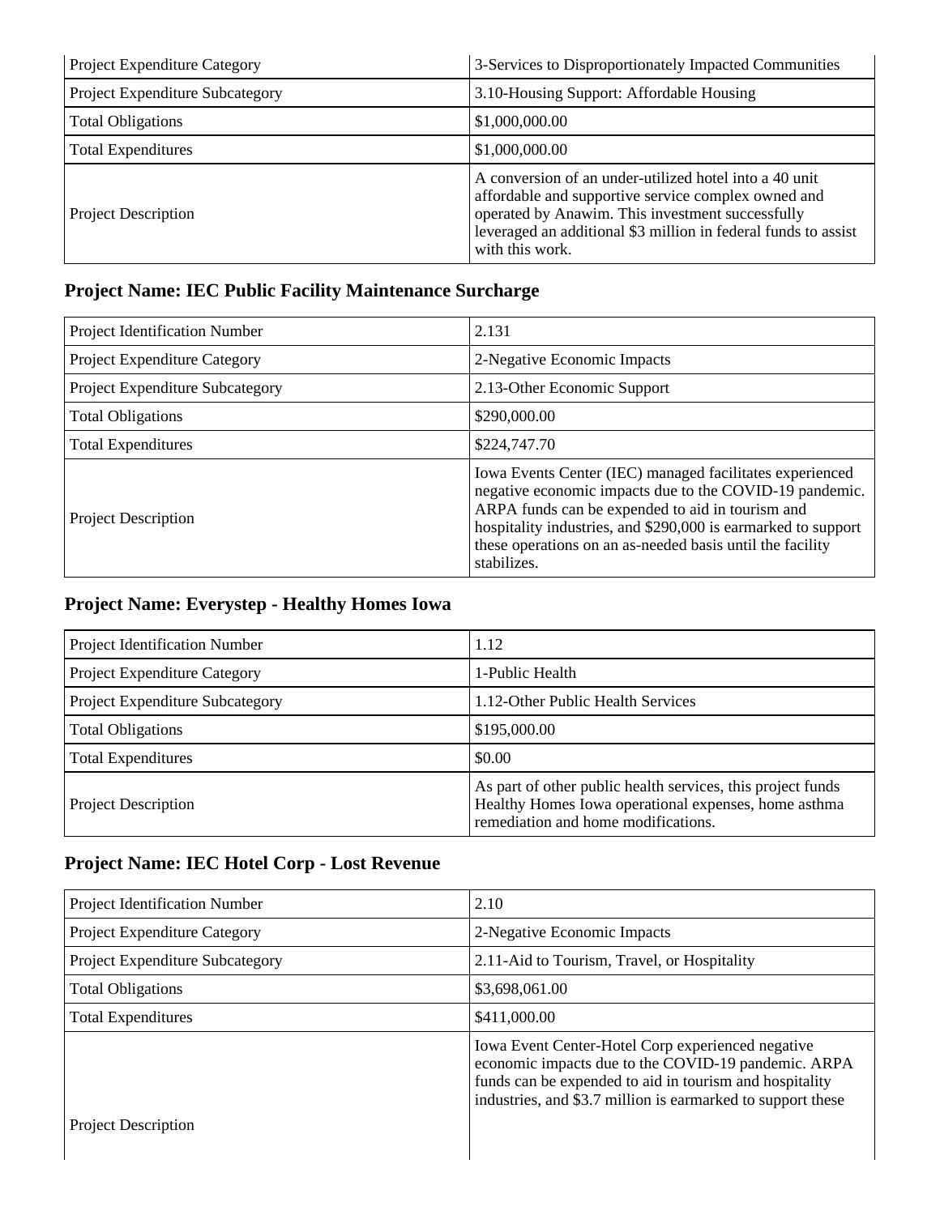| | |
|---|---|
| Project Expenditure Category | 3-Services to Disproportionately Impacted Communities |
| Project Expenditure Subcategory | 3.10-Housing Support: Affordable Housing |
| Total Obligations | $1,000,000.00 |
| Total Expenditures | $1,000,000.00 |
| Project Description | A conversion of an under-utilized hotel into a 40 unit affordable and supportive service complex owned and operated by Anawim. This investment successfully leveraged an additional $3 million in federal funds to assist with this work. |

## Project Name: IEC Public Facility Maintenance Surcharge

| | |
|---|---|
| Project Identification Number | 2.131 |
| Project Expenditure Category | 2-Negative Economic Impacts |
| Project Expenditure Subcategory | 2.13-Other Economic Support |
| Total Obligations | $290,000.00 |
| Total Expenditures | $224,747.70 |
| Project Description | Iowa Events Center (IEC) managed facilitates experienced negative economic impacts due to the COVID-19 pandemic. ARPA funds can be expended to aid in tourism and hospitality industries, and $290,000 is earmarked to support these operations on an as-needed basis until the facility stabilizes. |

## Project Name: Everystep - Healthy Homes Iowa

| | |
|---|---|
| Project Identification Number | 1.12 |
| Project Expenditure Category | 1-Public Health |
| Project Expenditure Subcategory | 1.12-Other Public Health Services |
| Total Obligations | $195,000.00 |
| Total Expenditures | $0.00 |
| Project Description | As part of other public health services, this project funds Healthy Homes Iowa operational expenses, home asthma remediation and home modifications. |

## Project Name: IEC Hotel Corp - Lost Revenue

| | |
|---|---|
| Project Identification Number | 2.10 |
| Project Expenditure Category | 2-Negative Economic Impacts |
| Project Expenditure Subcategory | 2.11-Aid to Tourism, Travel, or Hospitality |
| Total Obligations | $3,698,061.00 |
| Total Expenditures | $411,000.00 |
| Project Description | Iowa Event Center-Hotel Corp experienced negative economic impacts due to the COVID-19 pandemic. ARPA funds can be expended to aid in tourism and hospitality industries, and $3.7 million is earmarked to support these |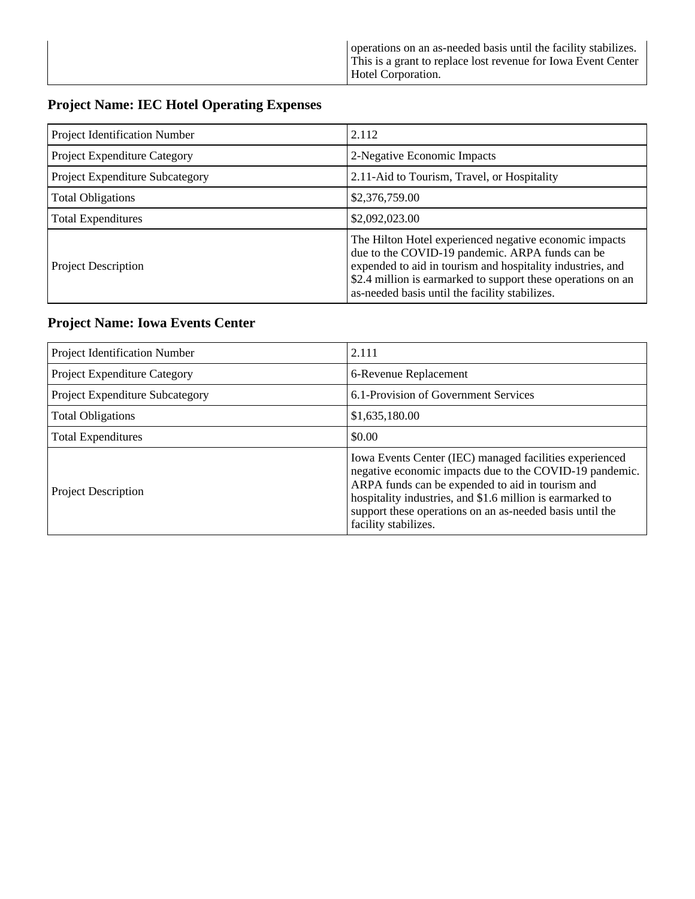| | |
|---|---|
| | operations on an as-needed basis until the facility stabilizes. This is a grant to replace lost revenue for Iowa Event Center Hotel Corporation. |

### Project Name: IEC Hotel Operating Expenses

| | |
|---|---|
| Project Identification Number | 2.112 |
| Project Expenditure Category | 2-Negative Economic Impacts |
| Project Expenditure Subcategory | 2.11-Aid to Tourism, Travel, or Hospitality |
| Total Obligations | $2,376,759.00 |
| Total Expenditures | $2,092,023.00 |
| Project Description | The Hilton Hotel experienced negative economic impacts due to the COVID-19 pandemic. ARPA funds can be expended to aid in tourism and hospitality industries, and $2.4 million is earmarked to support these operations on an as-needed basis until the facility stabilizes. |

### Project Name: Iowa Events Center

| | |
|---|---|
| Project Identification Number | 2.111 |
| Project Expenditure Category | 6-Revenue Replacement |
| Project Expenditure Subcategory | 6.1-Provision of Government Services |
| Total Obligations | $1,635,180.00 |
| Total Expenditures | $0.00 |
| Project Description | Iowa Events Center (IEC) managed facilities experienced negative economic impacts due to the COVID-19 pandemic. ARPA funds can be expended to aid in tourism and hospitality industries, and $1.6 million is earmarked to support these operations on an as-needed basis until the facility stabilizes. |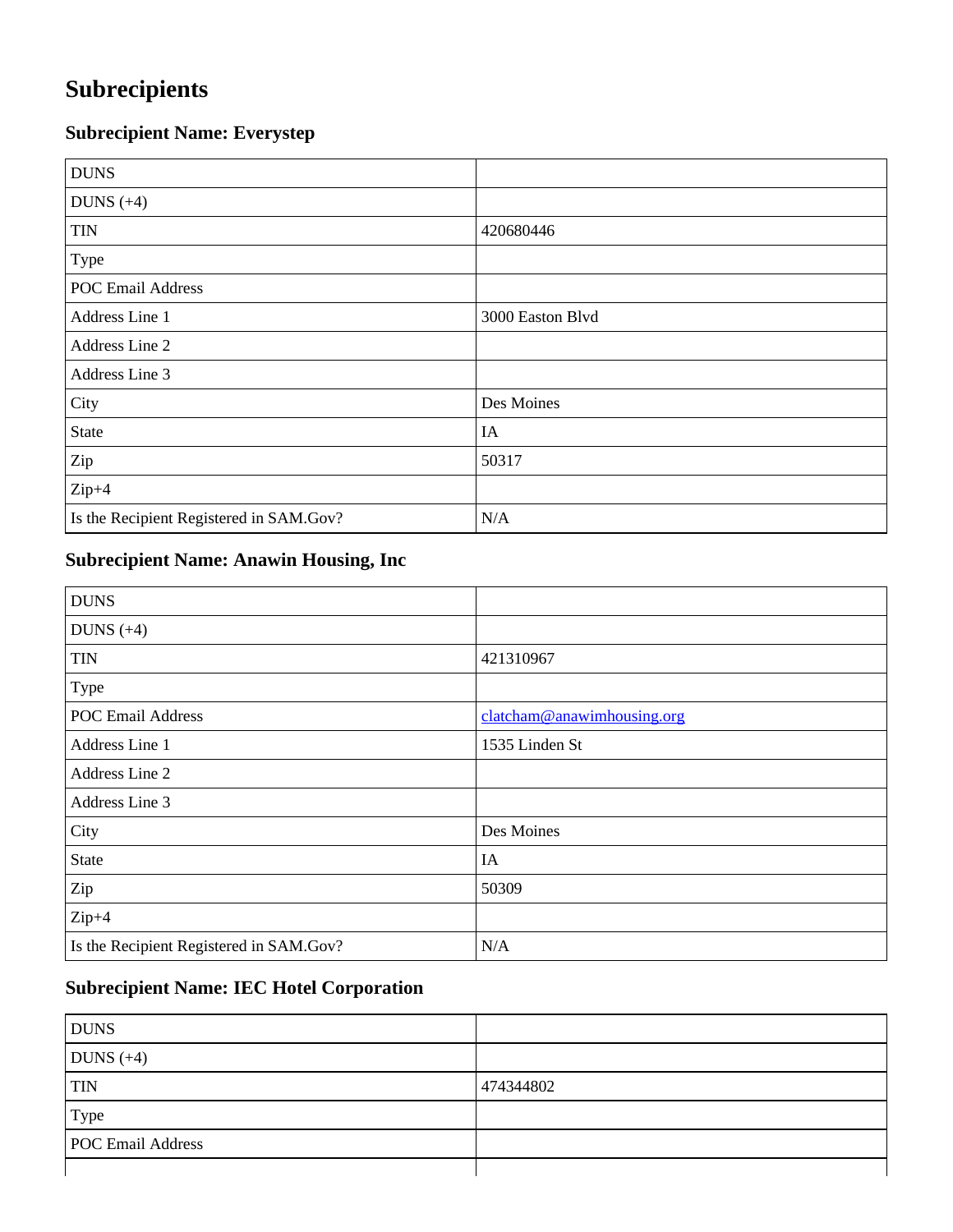# Subrecipients

### Subrecipient Name: Everystep

| | |
|---|---|
| DUNS | |
| DUNS (+4) | |
| TIN | 420680446 |
| Type | |
| POC Email Address | |
| Address Line 1 | 3000 Easton Blvd |
| Address Line 2 | |
| Address Line 3 | |
| City | Des Moines |
| State | IA |
| Zip | 50317 |
| Zip+4 | |
| Is the Recipient Registered in SAM.Gov? | N/A |

### Subrecipient Name: Anawin Housing, Inc

| | |
|---|---|
| DUNS | |
| DUNS (+4) | |
| TIN | 421310967 |
| Type | |
| POC Email Address | clatcham@anawimhousing.org |
| Address Line 1 | 1535 Linden St |
| Address Line 2 | |
| Address Line 3 | |
| City | Des Moines |
| State | IA |
| Zip | 50309 |
| Zip+4 | |
| Is the Recipient Registered in SAM.Gov? | N/A |

### Subrecipient Name: IEC Hotel Corporation

| | |
|---|---|
| DUNS | |
| DUNS (+4) | |
| TIN | 474344802 |
| Type | |
| POC Email Address | |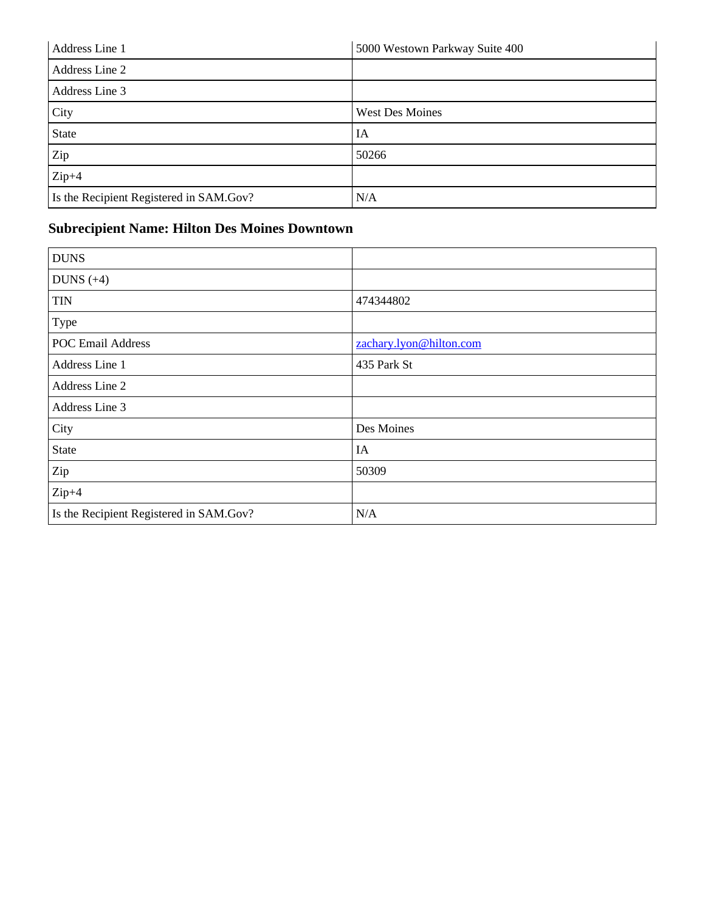| Address Line 1 | 5000 Westown Parkway Suite 400 |
| --- | --- |
| Address Line 2 | |
| Address Line 3 | |
| City | West Des Moines |
| State | IA |
| Zip | 50266 |
| Zip+4 | |
| Is the Recipient Registered in SAM.Gov? | N/A |

### Subrecipient Name: Hilton Des Moines Downtown

| DUNS | |
| --- | --- |
| DUNS (+4) | |
| TIN | 474344802 |
| Type | |
| POC Email Address | zachary.lyon@hilton.com |
| Address Line 1 | 435 Park St |
| Address Line 2 | |
| Address Line 3 | |
| City | Des Moines |
| State | IA |
| Zip | 50309 |
| Zip+4 | |
| Is the Recipient Registered in SAM.Gov? | N/A |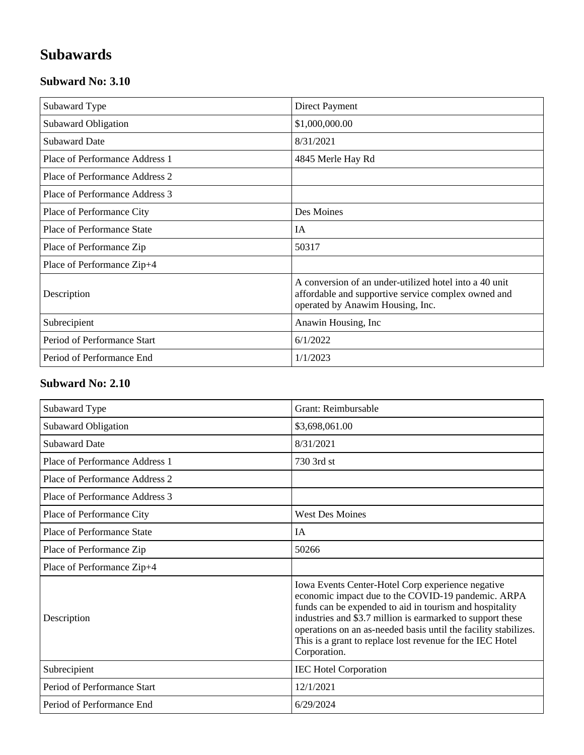# Subawards

## Subward No: 3.10

| Subaward Type | Direct Payment |
|---|---|
| Subaward Obligation | $1,000,000.00 |
| Subaward Date | 8/31/2021 |
| Place of Performance Address 1 | 4845 Merle Hay Rd |
| Place of Performance Address 2 | |
| Place of Performance Address 3 | |
| Place of Performance City | Des Moines |
| Place of Performance State | IA |
| Place of Performance Zip | 50317 |
| Place of Performance Zip+4 | |
| Description | A conversion of an under-utilized hotel into a 40 unit affordable and supportive service complex owned and operated by Anawim Housing, Inc. |
| Subrecipient | Anawin Housing, Inc |
| Period of Performance Start | 6/1/2022 |
| Period of Performance End | 1/1/2023 |

## Subward No: 2.10

| Subaward Type | Grant: Reimbursable |
|---|---|
| Subaward Obligation | $3,698,061.00 |
| Subaward Date | 8/31/2021 |
| Place of Performance Address 1 | 730 3rd st |
| Place of Performance Address 2 | |
| Place of Performance Address 3 | |
| Place of Performance City | West Des Moines |
| Place of Performance State | IA |
| Place of Performance Zip | 50266 |
| Place of Performance Zip+4 | |
| Description | Iowa Events Center-Hotel Corp experience negative economic impact due to the COVID-19 pandemic. ARPA funds can be expended to aid in tourism and hospitality industries and $3.7 million is earmarked to support these operations on an as-needed basis until the facility stabilizes. This is a grant to replace lost revenue for the IEC Hotel Corporation. |
| Subrecipient | IEC Hotel Corporation |
| Period of Performance Start | 12/1/2021 |
| Period of Performance End | 6/29/2024 |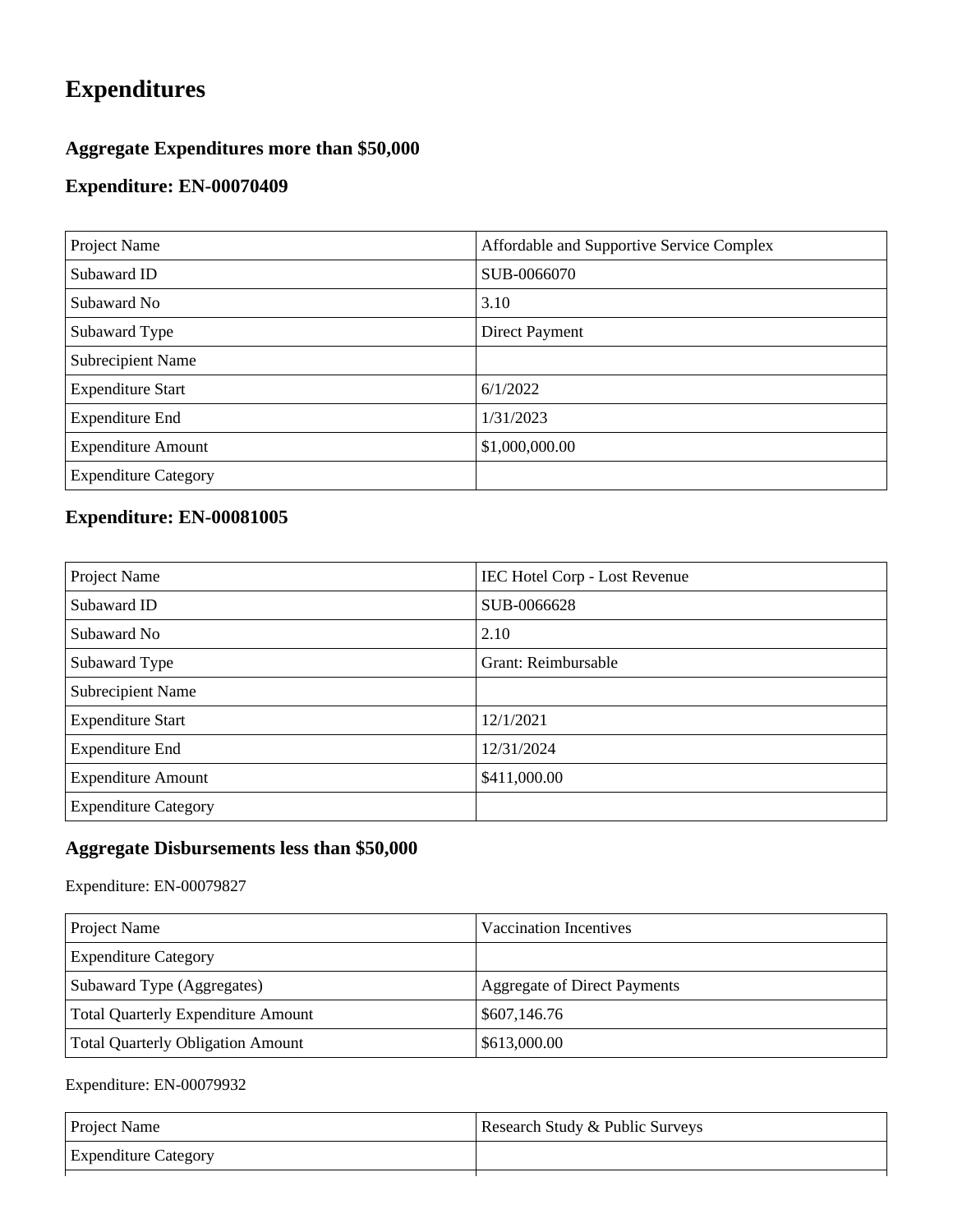# Expenditures

### Aggregate Expenditures more than $50,000

### Expenditure: EN-00070409

| Project Name | Affordable and Supportive Service Complex |
|---|---|
| Subaward ID | SUB-0066070 |
| Subaward No | 3.10 |
| Subaward Type | Direct Payment |
| Subrecipient Name | |
| Expenditure Start | 6/1/2022 |
| Expenditure End | 1/31/2023 |
| Expenditure Amount | $1,000,000.00 |
| Expenditure Category | |

### Expenditure: EN-00081005

| Project Name | IEC Hotel Corp - Lost Revenue |
|---|---|
| Subaward ID | SUB-0066628 |
| Subaward No | 2.10 |
| Subaward Type | Grant: Reimbursable |
| Subrecipient Name | |
| Expenditure Start | 12/1/2021 |
| Expenditure End | 12/31/2024 |
| Expenditure Amount | $411,000.00 |
| Expenditure Category | |

### Aggregate Disbursements less than $50,000

Expenditure: EN-00079827

| Project Name | Vaccination Incentives |
|---|---|
| Expenditure Category | |
| Subaward Type (Aggregates) | Aggregate of Direct Payments |
| Total Quarterly Expenditure Amount | $607,146.76 |
| Total Quarterly Obligation Amount | $613,000.00 |

Expenditure: EN-00079932

| Project Name | Research Study & Public Surveys |
|---|---|
| Expenditure Category | |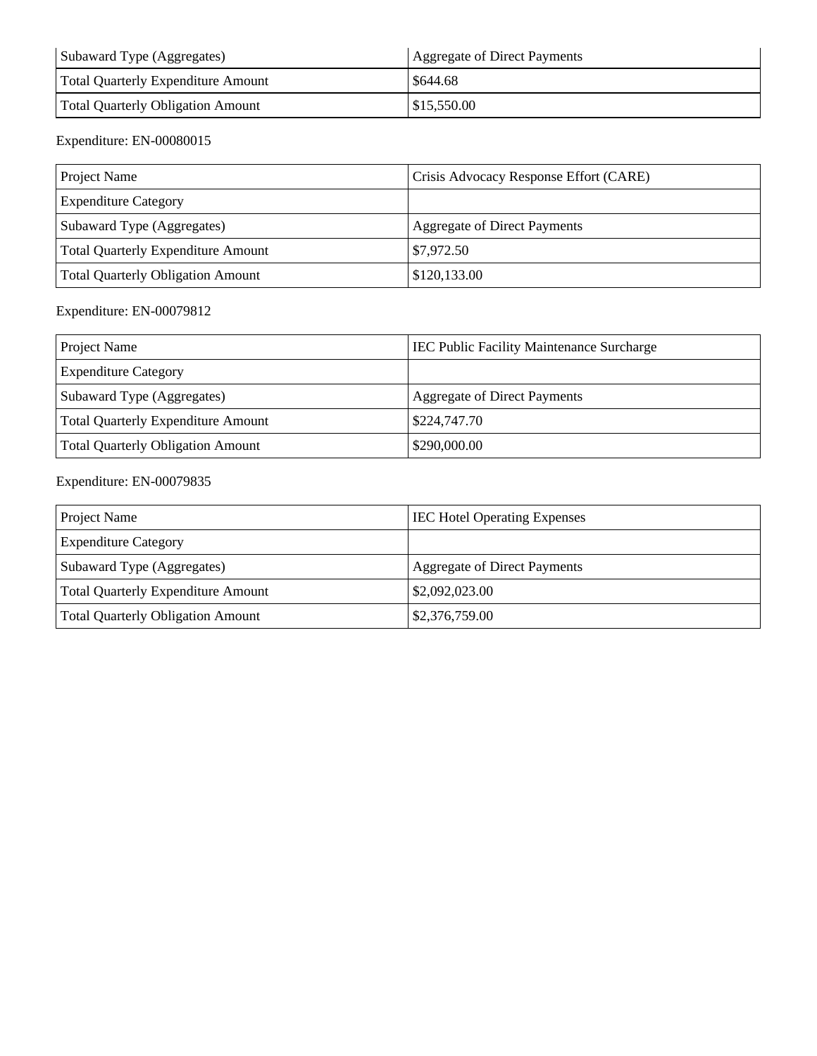| Subaward Type (Aggregates) | Aggregate of Direct Payments |
|---|---|
| Total Quarterly Expenditure Amount | $644.68 |
| Total Quarterly Obligation Amount | $15,550.00 |

Expenditure: EN-00080015

| Project Name | Crisis Advocacy Response Effort (CARE) |
|---|---|
| Expenditure Category | |
| Subaward Type (Aggregates) | Aggregate of Direct Payments |
| Total Quarterly Expenditure Amount | $7,972.50 |
| Total Quarterly Obligation Amount | $120,133.00 |

Expenditure: EN-00079812

| Project Name | IEC Public Facility Maintenance Surcharge |
|---|---|
| Expenditure Category | |
| Subaward Type (Aggregates) | Aggregate of Direct Payments |
| Total Quarterly Expenditure Amount | $224,747.70 |
| Total Quarterly Obligation Amount | $290,000.00 |

Expenditure: EN-00079835

| Project Name | IEC Hotel Operating Expenses |
|---|---|
| Expenditure Category | |
| Subaward Type (Aggregates) | Aggregate of Direct Payments |
| Total Quarterly Expenditure Amount | $2,092,023.00 |
| Total Quarterly Obligation Amount | $2,376,759.00 |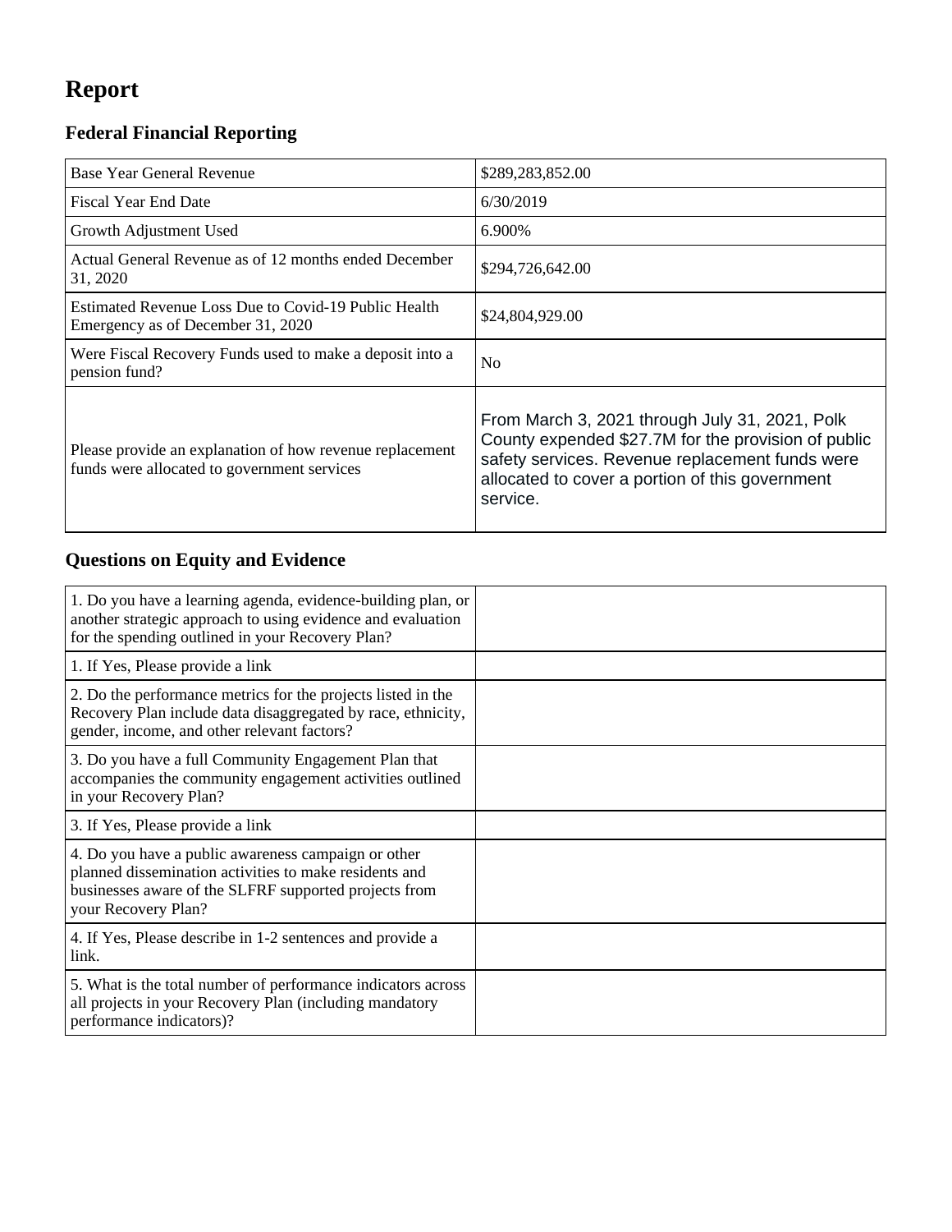# Report

## Federal Financial Reporting

| | |
|---|---|
| Base Year General Revenue | $289,283,852.00 |
| Fiscal Year End Date | 6/30/2019 |
| Growth Adjustment Used | 6.900% |
| Actual General Revenue as of 12 months ended December 31, 2020 | $294,726,642.00 |
| Estimated Revenue Loss Due to Covid-19 Public Health Emergency as of December 31, 2020 | $24,804,929.00 |
| Were Fiscal Recovery Funds used to make a deposit into a pension fund? | No |
| Please provide an explanation of how revenue replacement funds were allocated to government services | From March 3, 2021 through July 31, 2021, Polk County expended $27.7M for the provision of public safety services. Revenue replacement funds were allocated to cover a portion of this government service. |

## Questions on Equity and Evidence

| | |
|---|---|
| 1. Do you have a learning agenda, evidence-building plan, or another strategic approach to using evidence and evaluation for the spending outlined in your Recovery Plan? | |
| 1. If Yes, Please provide a link | |
| 2. Do the performance metrics for the projects listed in the Recovery Plan include data disaggregated by race, ethnicity, gender, income, and other relevant factors? | |
| 3. Do you have a full Community Engagement Plan that accompanies the community engagement activities outlined in your Recovery Plan? | |
| 3. If Yes, Please provide a link | |
| 4. Do you have a public awareness campaign or other planned dissemination activities to make residents and businesses aware of the SLFRF supported projects from your Recovery Plan? | |
| 4. If Yes, Please describe in 1-2 sentences and provide a link. | |
| 5. What is the total number of performance indicators across all projects in your Recovery Plan (including mandatory performance indicators)? | |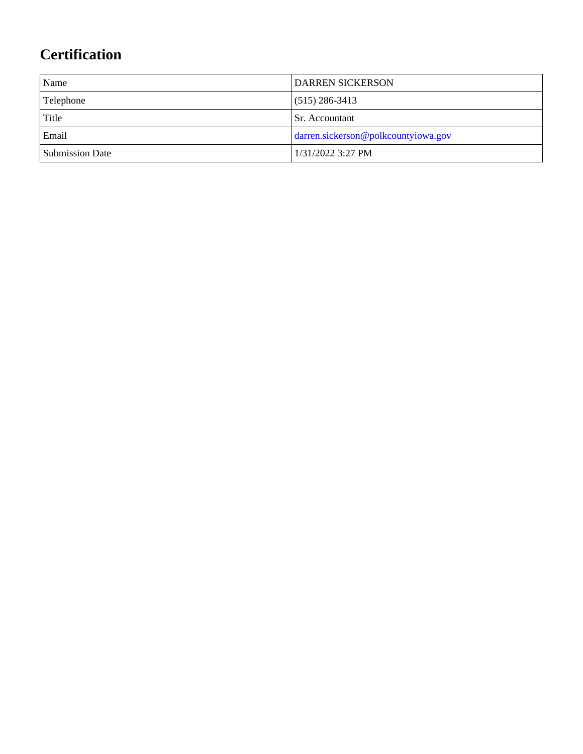# Certification

| | |
|---|---|
| Name | DARREN SICKERSON |
| Telephone | (515) 286-3413 |
| Title | Sr. Accountant |
| Email | darren.sickerson@polkcountyiowa.gov |
| Submission Date | 1/31/2022 3:27 PM |